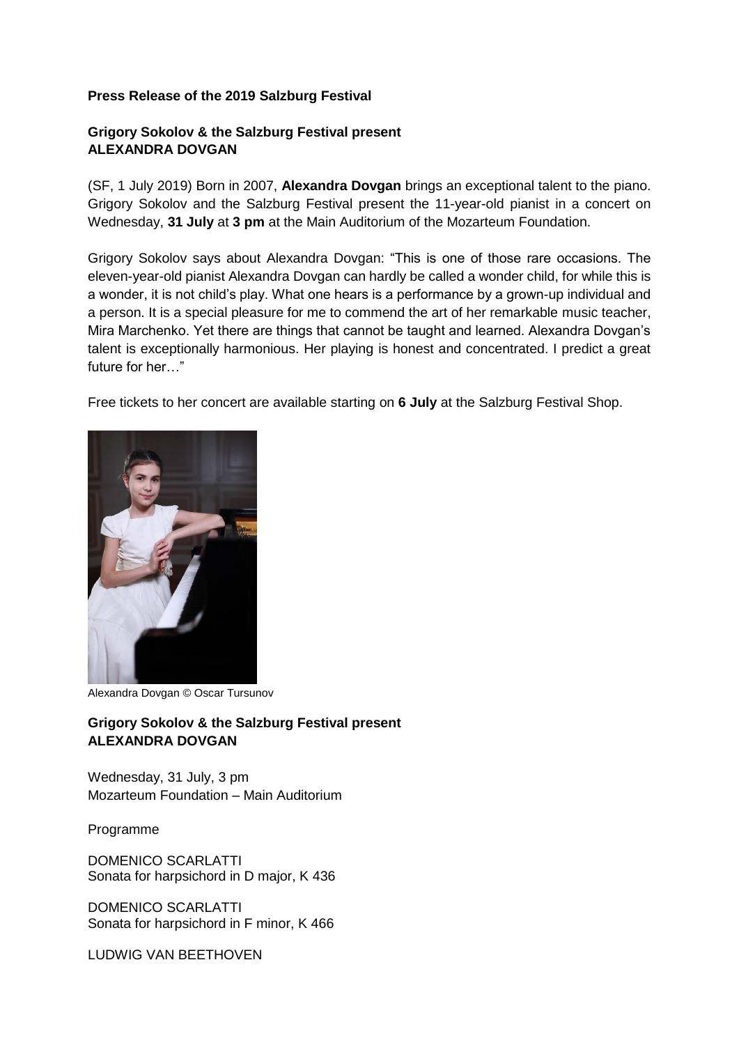**Press Release of the 2019 Salzburg Festival**

**Grigory Sokolov & the Salzburg Festival present**
**ALEXANDRA DOVGAN**

(SF, 1 July 2019) Born in 2007, **Alexandra Dovgan** brings an exceptional talent to the piano. Grigory Sokolov and the Salzburg Festival present the 11-year-old pianist in a concert on Wednesday, **31 July** at **3 pm** at the Main Auditorium of the Mozarteum Foundation.

Grigory Sokolov says about Alexandra Dovgan: "This is one of those rare occasions. The eleven-year-old pianist Alexandra Dovgan can hardly be called a wonder child, for while this is a wonder, it is not child's play. What one hears is a performance by a grown-up individual and a person. It is a special pleasure for me to commend the art of her remarkable music teacher, Mira Marchenko. Yet there are things that cannot be taught and learned. Alexandra Dovgan's talent is exceptionally harmonious. Her playing is honest and concentrated. I predict a great future for her…"

Free tickets to her concert are available starting on **6 July** at the Salzburg Festival Shop.

Alexandra Dovgan © Oscar Tursunov

**Grigory Sokolov & the Salzburg Festival present**
**ALEXANDRA DOVGAN**

Wednesday, 31 July, 3 pm
Mozarteum Foundation – Main Auditorium

Programme

DOMENICO SCARLATTI
Sonata for harpsichord in D major, K 436

DOMENICO SCARLATTI
Sonata for harpsichord in F minor, K 466

LUDWIG VAN BEETHOVEN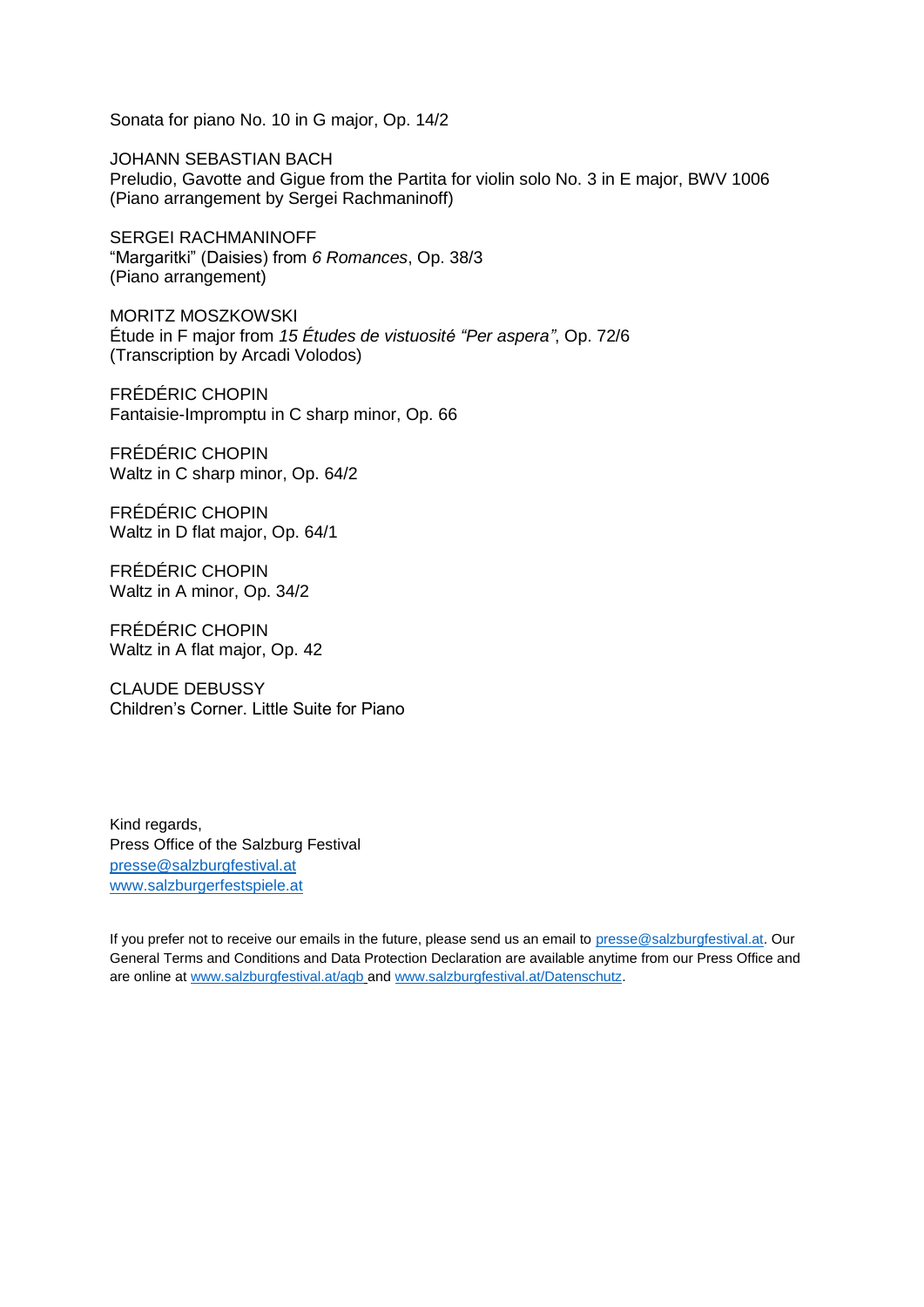Sonata for piano No. 10 in G major, Op. 14/2

JOHANN SEBASTIAN BACH  
Preludio, Gavotte and Gigue from the Partita for violin solo No. 3 in E major, BWV 1006  
(Piano arrangement by Sergei Rachmaninoff)

SERGEI RACHMANINOFF  
"Margaritki" (Daisies) from *6 Romances*, Op. 38/3  
(Piano arrangement)

MORITZ MOSZKOWSKI  
Étude in F major from *15 Études de vistuosité "Per aspera"*, Op. 72/6  
(Transcription by Arcadi Volodos)

FRÉDÉRIC CHOPIN  
Fantaisie-Impromptu in C sharp minor, Op. 66

FRÉDÉRIC CHOPIN  
Waltz in C sharp minor, Op. 64/2

FRÉDÉRIC CHOPIN  
Waltz in D flat major, Op. 64/1

FRÉDÉRIC CHOPIN  
Waltz in A minor, Op. 34/2

FRÉDÉRIC CHOPIN  
Waltz in A flat major, Op. 42

CLAUDE DEBUSSY  
Children's Corner. Little Suite for Piano

Kind regards,  
Press Office of the Salzburg Festival  
presse@salzburgfestival.at  
www.salzburgerfestspiele.at

If you prefer not to receive our emails in the future, please send us an email to presse@salzburgfestival.at. Our General Terms and Conditions and Data Protection Declaration are available anytime from our Press Office and are online at www.salzburgfestival.at/agb and www.salzburgfestival.at/Datenschutz.